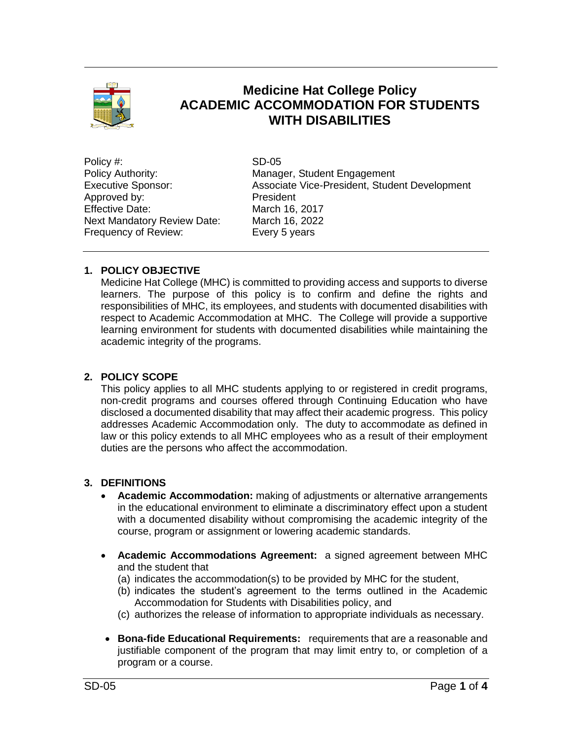# Medicine Hat College Policy
# ACADEMIC ACCOMMODATION FOR STUDENTS WITH DISABILITIES

| | |
|---|---|
| Policy #: | SD-05 |
| Policy Authority: | Manager, Student Engagement |
| Executive Sponsor: | Associate Vice-President, Student Development |
| Approved by: | President |
| Effective Date: | March 16, 2017 |
| Next Mandatory Review Date: | March 16, 2022 |
| Frequency of Review: | Every 5 years |

## 1. POLICY OBJECTIVE

Medicine Hat College (MHC) is committed to providing access and supports to diverse learners. The purpose of this policy is to confirm and define the rights and responsibilities of MHC, its employees, and students with documented disabilities with respect to Academic Accommodation at MHC. The College will provide a supportive learning environment for students with documented disabilities while maintaining the academic integrity of the programs.

## 2. POLICY SCOPE

This policy applies to all MHC students applying to or registered in credit programs, non-credit programs and courses offered through Continuing Education who have disclosed a documented disability that may affect their academic progress. This policy addresses Academic Accommodation only. The duty to accommodate as defined in law or this policy extends to all MHC employees who as a result of their employment duties are the persons who affect the accommodation.

## 3. DEFINITIONS

- **Academic Accommodation:** making of adjustments or alternative arrangements in the educational environment to eliminate a discriminatory effect upon a student with a documented disability without compromising the academic integrity of the course, program or assignment or lowering academic standards.

- **Academic Accommodations Agreement:** a signed agreement between MHC and the student that
  (a) indicates the accommodation(s) to be provided by MHC for the student,
  (b) indicates the student's agreement to the terms outlined in the Academic Accommodation for Students with Disabilities policy, and
  (c) authorizes the release of information to appropriate individuals as necessary.

- **Bona-fide Educational Requirements:** requirements that are a reasonable and justifiable component of the program that may limit entry to, or completion of a program or a course.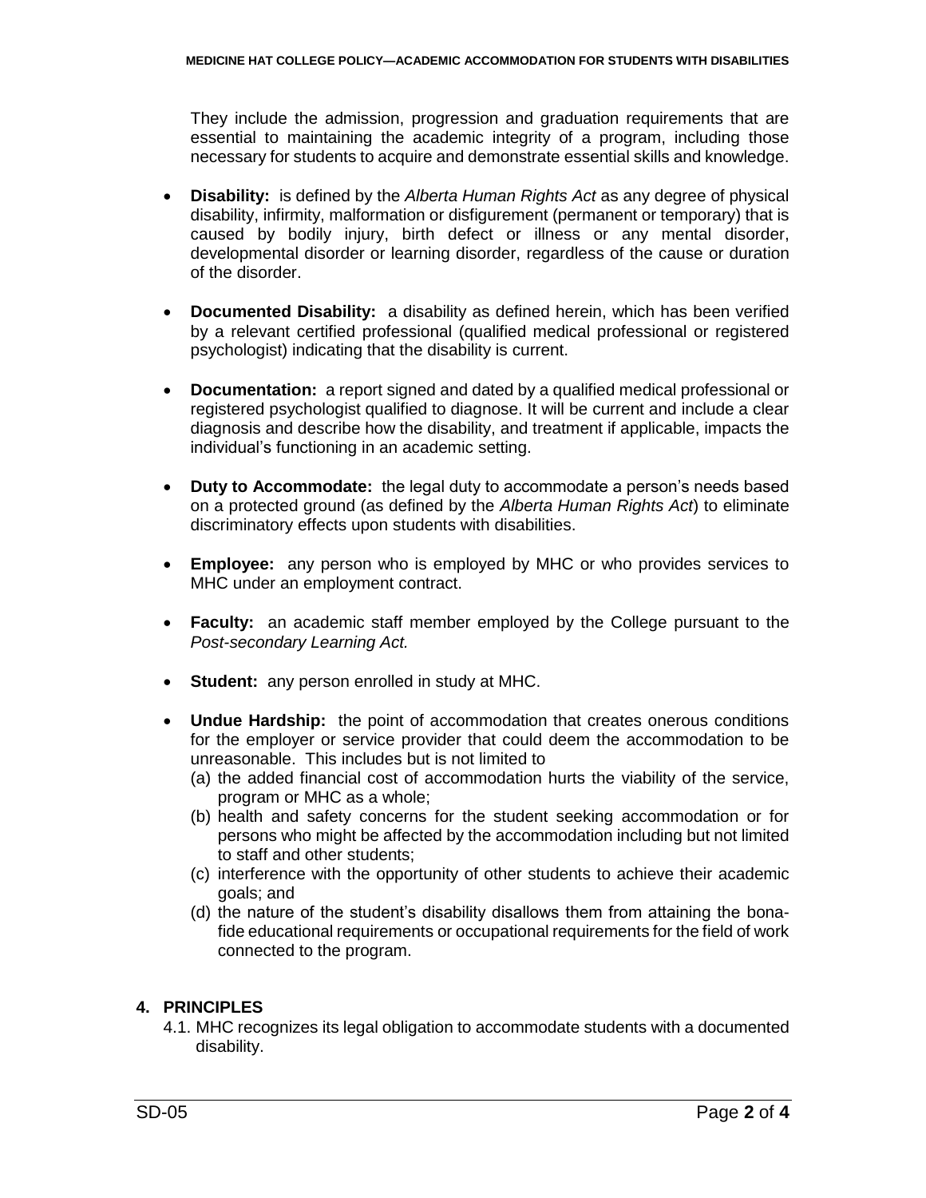They include the admission, progression and graduation requirements that are essential to maintaining the academic integrity of a program, including those necessary for students to acquire and demonstrate essential skills and knowledge.

- **Disability:** is defined by the *Alberta Human Rights Act* as any degree of physical disability, infirmity, malformation or disfigurement (permanent or temporary) that is caused by bodily injury, birth defect or illness or any mental disorder, developmental disorder or learning disorder, regardless of the cause or duration of the disorder.

- **Documented Disability:** a disability as defined herein, which has been verified by a relevant certified professional (qualified medical professional or registered psychologist) indicating that the disability is current.

- **Documentation:** a report signed and dated by a qualified medical professional or registered psychologist qualified to diagnose. It will be current and include a clear diagnosis and describe how the disability, and treatment if applicable, impacts the individual's functioning in an academic setting.

- **Duty to Accommodate:** the legal duty to accommodate a person's needs based on a protected ground (as defined by the *Alberta Human Rights Act*) to eliminate discriminatory effects upon students with disabilities.

- **Employee:** any person who is employed by MHC or who provides services to MHC under an employment contract.

- **Faculty:** an academic staff member employed by the College pursuant to the *Post-secondary Learning Act.*

- **Student:** any person enrolled in study at MHC.

- **Undue Hardship:** the point of accommodation that creates onerous conditions for the employer or service provider that could deem the accommodation to be unreasonable. This includes but is not limited to
  - (a) the added financial cost of accommodation hurts the viability of the service, program or MHC as a whole;
  - (b) health and safety concerns for the student seeking accommodation or for persons who might be affected by the accommodation including but not limited to staff and other students;
  - (c) interference with the opportunity of other students to achieve their academic goals; and
  - (d) the nature of the student's disability disallows them from attaining the bona-fide educational requirements or occupational requirements for the field of work connected to the program.

## 4. PRINCIPLES

4.1. MHC recognizes its legal obligation to accommodate students with a documented disability.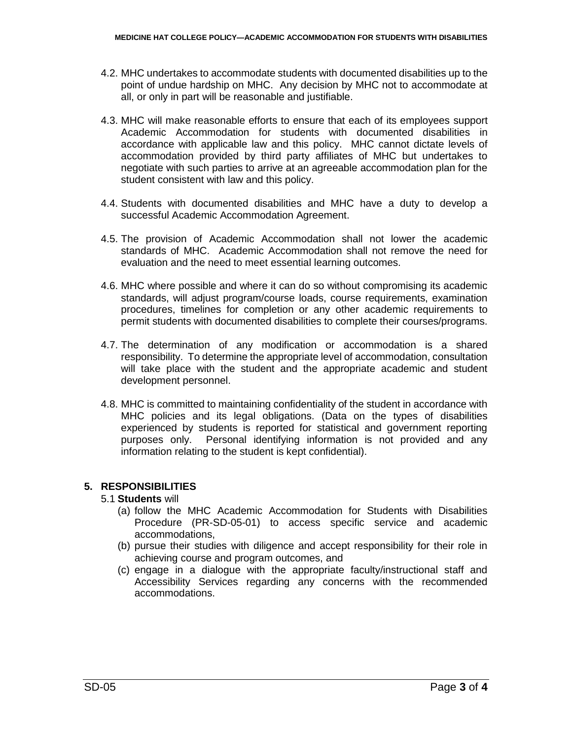4.2. MHC undertakes to accommodate students with documented disabilities up to the point of undue hardship on MHC. Any decision by MHC not to accommodate at all, or only in part will be reasonable and justifiable.

4.3. MHC will make reasonable efforts to ensure that each of its employees support Academic Accommodation for students with documented disabilities in accordance with applicable law and this policy. MHC cannot dictate levels of accommodation provided by third party affiliates of MHC but undertakes to negotiate with such parties to arrive at an agreeable accommodation plan for the student consistent with law and this policy.

4.4. Students with documented disabilities and MHC have a duty to develop a successful Academic Accommodation Agreement.

4.5. The provision of Academic Accommodation shall not lower the academic standards of MHC. Academic Accommodation shall not remove the need for evaluation and the need to meet essential learning outcomes.

4.6. MHC where possible and where it can do so without compromising its academic standards, will adjust program/course loads, course requirements, examination procedures, timelines for completion or any other academic requirements to permit students with documented disabilities to complete their courses/programs.

4.7. The determination of any modification or accommodation is a shared responsibility. To determine the appropriate level of accommodation, consultation will take place with the student and the appropriate academic and student development personnel.

4.8. MHC is committed to maintaining confidentiality of the student in accordance with MHC policies and its legal obligations. (Data on the types of disabilities experienced by students is reported for statistical and government reporting purposes only. Personal identifying information is not provided and any information relating to the student is kept confidential).

## 5. RESPONSIBILITIES

5.1 **Students** will

(a) follow the MHC Academic Accommodation for Students with Disabilities Procedure (PR-SD-05-01) to access specific service and academic accommodations,

(b) pursue their studies with diligence and accept responsibility for their role in achieving course and program outcomes, and

(c) engage in a dialogue with the appropriate faculty/instructional staff and Accessibility Services regarding any concerns with the recommended accommodations.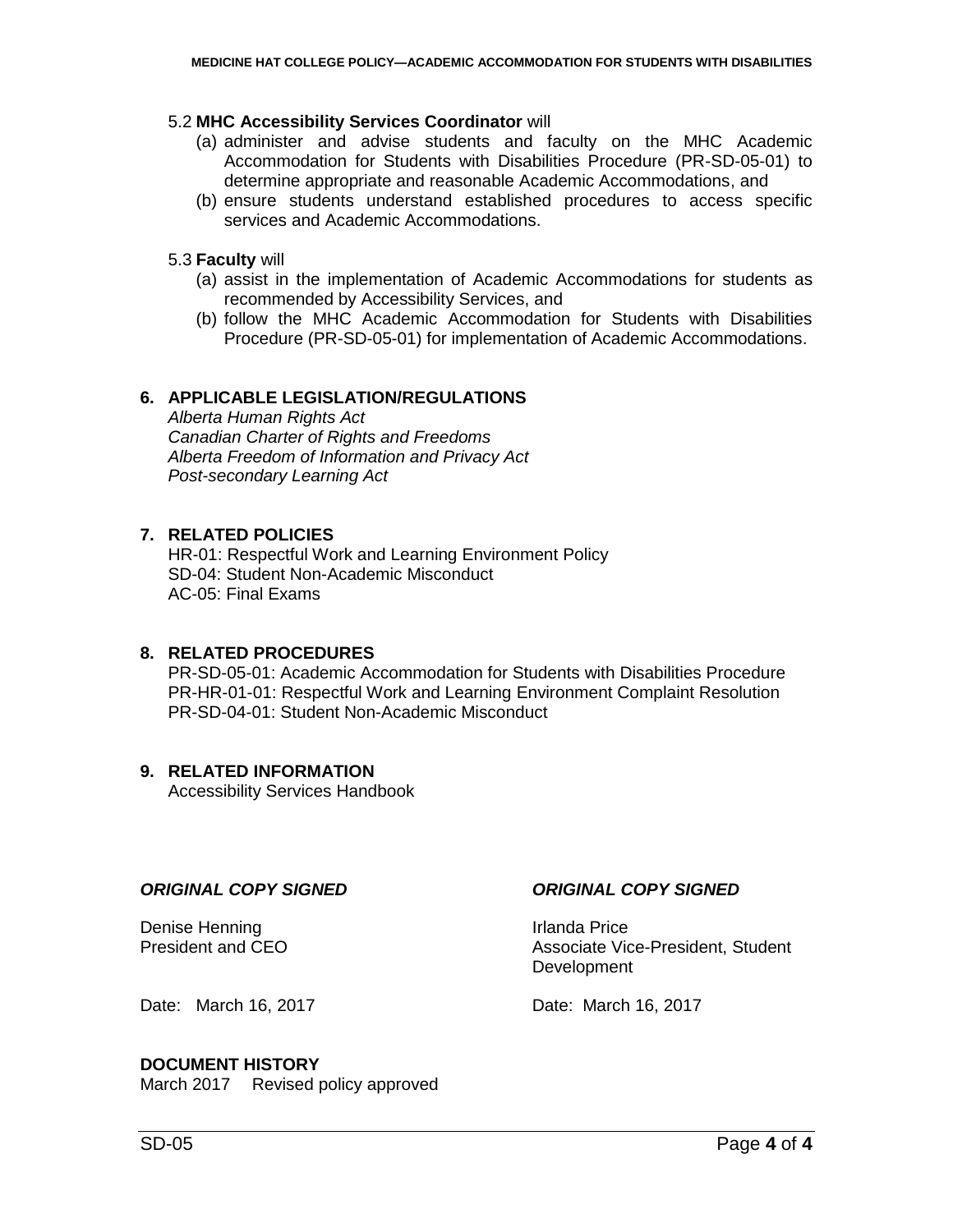5.2 **MHC Accessibility Services Coordinator** will

(a) administer and advise students and faculty on the MHC Academic Accommodation for Students with Disabilities Procedure (PR-SD-05-01) to determine appropriate and reasonable Academic Accommodations, and

(b) ensure students understand established procedures to access specific services and Academic Accommodations.

5.3 **Faculty** will

(a) assist in the implementation of Academic Accommodations for students as recommended by Accessibility Services, and

(b) follow the MHC Academic Accommodation for Students with Disabilities Procedure (PR-SD-05-01) for implementation of Academic Accommodations.

## 6. APPLICABLE LEGISLATION/REGULATIONS

*Alberta Human Rights Act*
*Canadian Charter of Rights and Freedoms*
*Alberta Freedom of Information and Privacy Act*
*Post-secondary Learning Act*

## 7. RELATED POLICIES

HR-01: Respectful Work and Learning Environment Policy
SD-04: Student Non-Academic Misconduct
AC-05: Final Exams

## 8. RELATED PROCEDURES

PR-SD-05-01: Academic Accommodation for Students with Disabilities Procedure
PR-HR-01-01: Respectful Work and Learning Environment Complaint Resolution
PR-SD-04-01: Student Non-Academic Misconduct

## 9. RELATED INFORMATION

Accessibility Services Handbook

***ORIGINAL COPY SIGNED***

Denise Henning
President and CEO

Date: March 16, 2017

***ORIGINAL COPY SIGNED***

Irlanda Price
Associate Vice-President, Student Development

Date: March 16, 2017

**DOCUMENT HISTORY**

March 2017 Revised policy approved